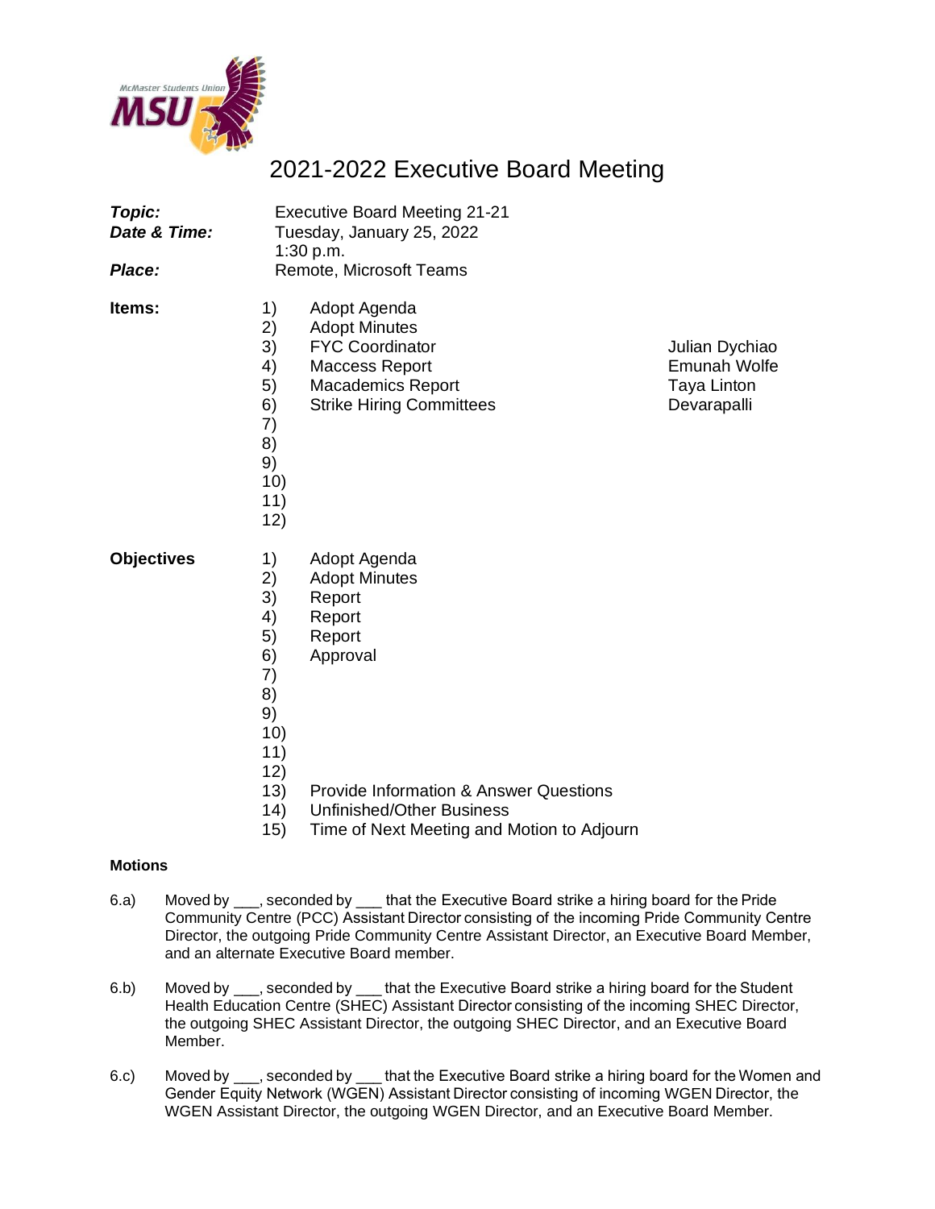# 2021-2022 Executive Board Meeting

| | |
|---|---|
| ***Topic:*** | Executive Board Meeting 21-21 |
| ***Date & Time:*** | Tuesday, January 25, 2022<br>1:30 p.m. |
| ***Place:*** | Remote, Microsoft Teams |

**Items:**

| | | |
|---|---|---|
| 1) | Adopt Agenda | |
| 2) | Adopt Minutes | |
| 3) | FYC Coordinator | Julian Dychiao |
| 4) | Maccess Report | Emunah Wolfe |
| 5) | Macademics Report | Taya Linton |
| 6) | Strike Hiring Committees | Devarapalli |
| 7) | | |
| 8) | | |
| 9) | | |
| 10) | | |
| 11) | | |
| 12) | | |

**Objectives**

1) Adopt Agenda
2) Adopt Minutes
3) Report
4) Report
5) Report
6) Approval
7) 
8) 
9) 
10) 
11) 
12) 
13) Provide Information & Answer Questions
14) Unfinished/Other Business
15) Time of Next Meeting and Motion to Adjourn

**Motions**

6.a) Moved by ___, seconded by ___ that the Executive Board strike a hiring board for the Pride Community Centre (PCC) Assistant Director consisting of the incoming Pride Community Centre Director, the outgoing Pride Community Centre Assistant Director, an Executive Board Member, and an alternate Executive Board member.

6.b) Moved by ___, seconded by ___ that the Executive Board strike a hiring board for the Student Health Education Centre (SHEC) Assistant Director consisting of the incoming SHEC Director, the outgoing SHEC Assistant Director, the outgoing SHEC Director, and an Executive Board Member.

6.c) Moved by ___, seconded by ___ that the Executive Board strike a hiring board for the Women and Gender Equity Network (WGEN) Assistant Director consisting of incoming WGEN Director, the WGEN Assistant Director, the outgoing WGEN Director, and an Executive Board Member.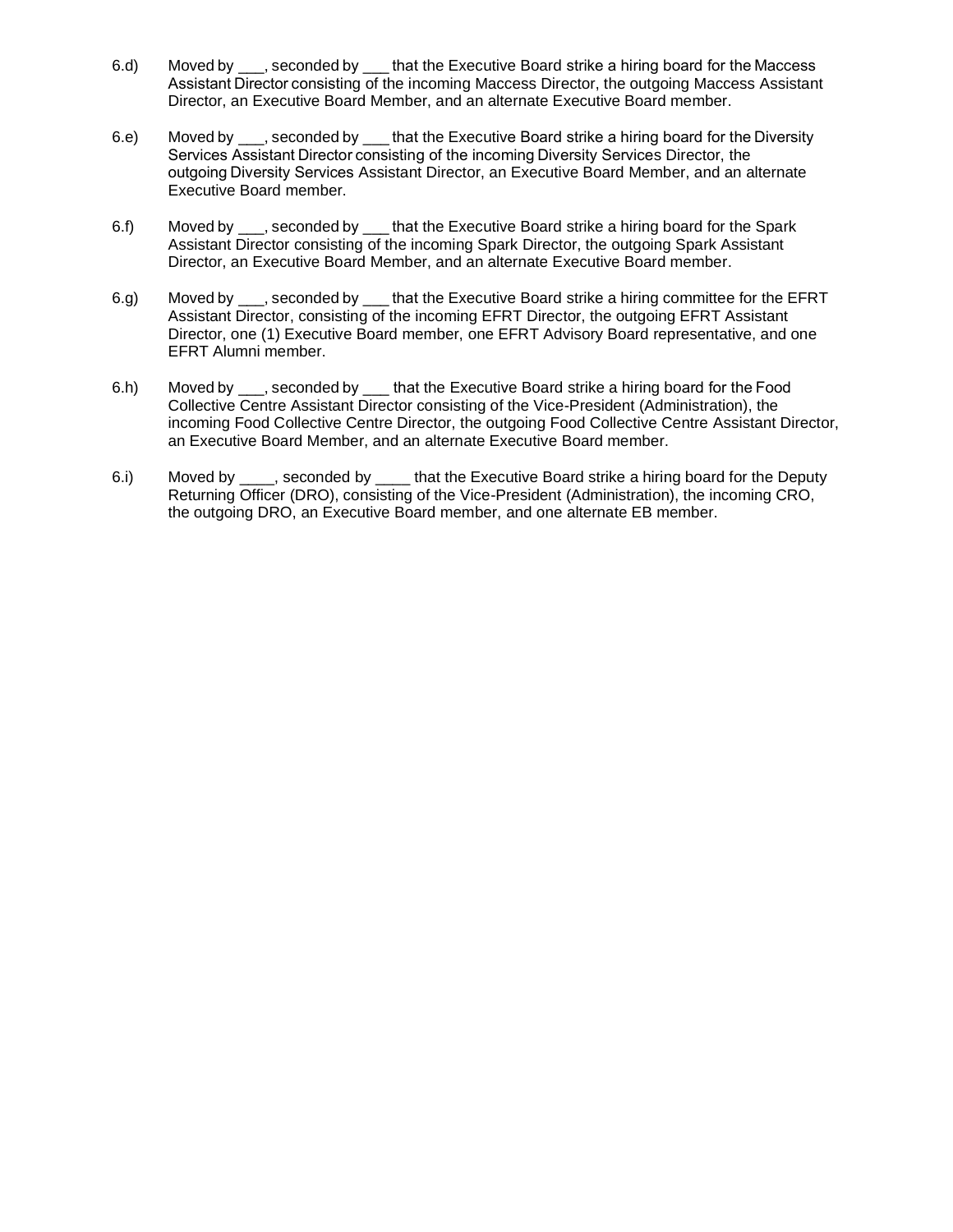6.d) Moved by ___, seconded by ___ that the Executive Board strike a hiring board for the Maccess Assistant Director consisting of the incoming Maccess Director, the outgoing Maccess Assistant Director, an Executive Board Member, and an alternate Executive Board member.

6.e) Moved by ___, seconded by ___ that the Executive Board strike a hiring board for the Diversity Services Assistant Director consisting of the incoming Diversity Services Director, the outgoing Diversity Services Assistant Director, an Executive Board Member, and an alternate Executive Board member.

6.f) Moved by ___, seconded by ___ that the Executive Board strike a hiring board for the Spark Assistant Director consisting of the incoming Spark Director, the outgoing Spark Assistant Director, an Executive Board Member, and an alternate Executive Board member.

6.g) Moved by ___, seconded by ___ that the Executive Board strike a hiring committee for the EFRT Assistant Director, consisting of the incoming EFRT Director, the outgoing EFRT Assistant Director, one (1) Executive Board member, one EFRT Advisory Board representative, and one EFRT Alumni member.

6.h) Moved by ___, seconded by ___ that the Executive Board strike a hiring board for the Food Collective Centre Assistant Director consisting of the Vice-President (Administration), the incoming Food Collective Centre Director, the outgoing Food Collective Centre Assistant Director, an Executive Board Member, and an alternate Executive Board member.

6.i) Moved by ____, seconded by ____ that the Executive Board strike a hiring board for the Deputy Returning Officer (DRO), consisting of the Vice-President (Administration), the incoming CRO, the outgoing DRO, an Executive Board member, and one alternate EB member.